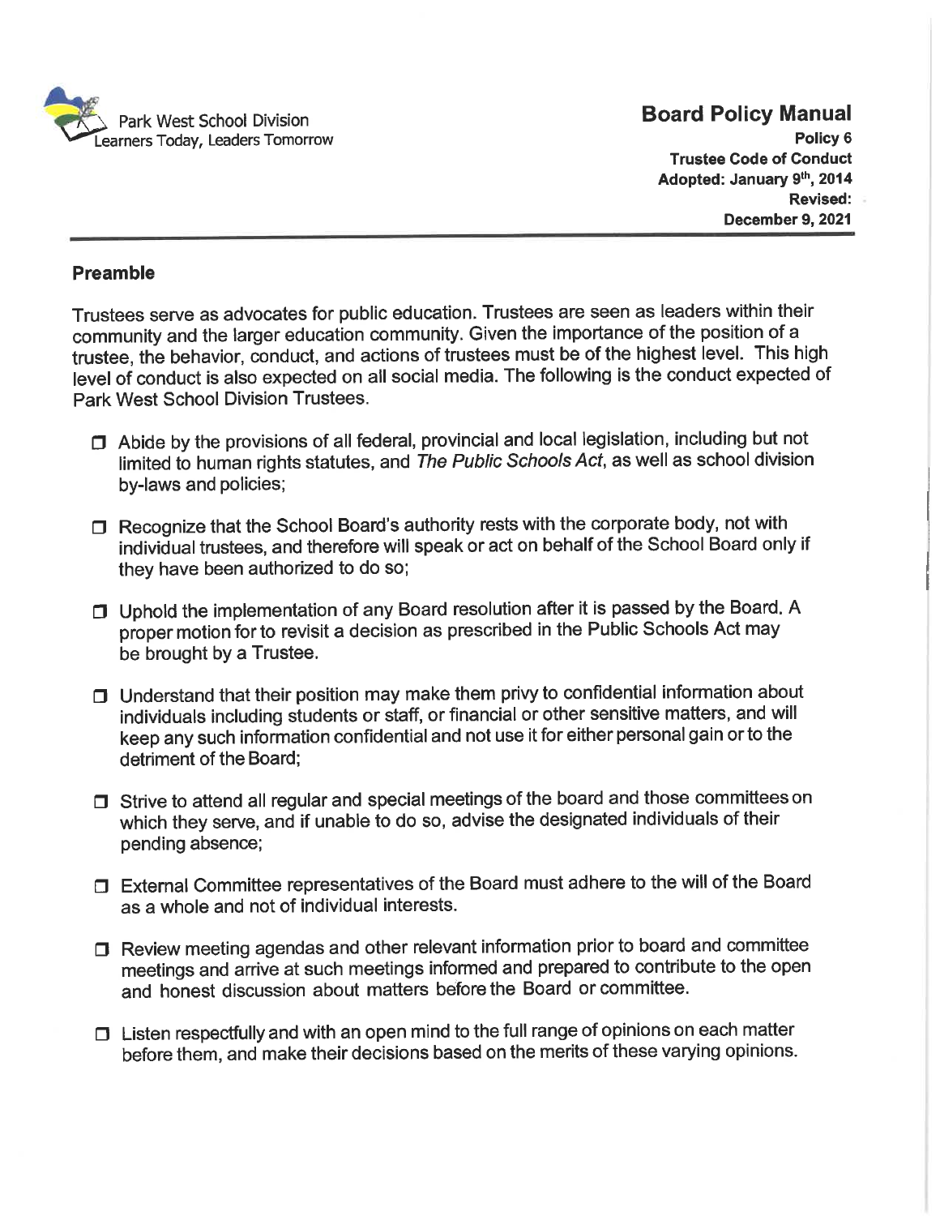Park West School Division
Learners Today, Leaders Tomorrow

# Board Policy Manual

**Policy 6**
**Trustee Code of Conduct**
**Adopted: January 9th, 2014**
**Revised: December 9, 2021**

---

## Preamble

Trustees serve as advocates for public education. Trustees are seen as leaders within their community and the larger education community. Given the importance of the position of a trustee, the behavior, conduct, and actions of trustees must be of the highest level. This high level of conduct is also expected on all social media. The following is the conduct expected of Park West School Division Trustees.

- Abide by the provisions of all federal, provincial and local legislation, including but not limited to human rights statutes, and *The Public Schools Act*, as well as school division by-laws and policies;
- Recognize that the School Board's authority rests with the corporate body, not with individual trustees, and therefore will speak or act on behalf of the School Board only if they have been authorized to do so;
- Uphold the implementation of any Board resolution after it is passed by the Board. A proper motion for to revisit a decision as prescribed in the Public Schools Act may be brought by a Trustee.
- Understand that their position may make them privy to confidential information about individuals including students or staff, or financial or other sensitive matters, and will keep any such information confidential and not use it for either personal gain or to the detriment of the Board;
- Strive to attend all regular and special meetings of the board and those committees on which they serve, and if unable to do so, advise the designated individuals of their pending absence;
- External Committee representatives of the Board must adhere to the will of the Board as a whole and not of individual interests.
- Review meeting agendas and other relevant information prior to board and committee meetings and arrive at such meetings informed and prepared to contribute to the open and honest discussion about matters before the Board or committee.
- Listen respectfully and with an open mind to the full range of opinions on each matter before them, and make their decisions based on the merits of these varying opinions.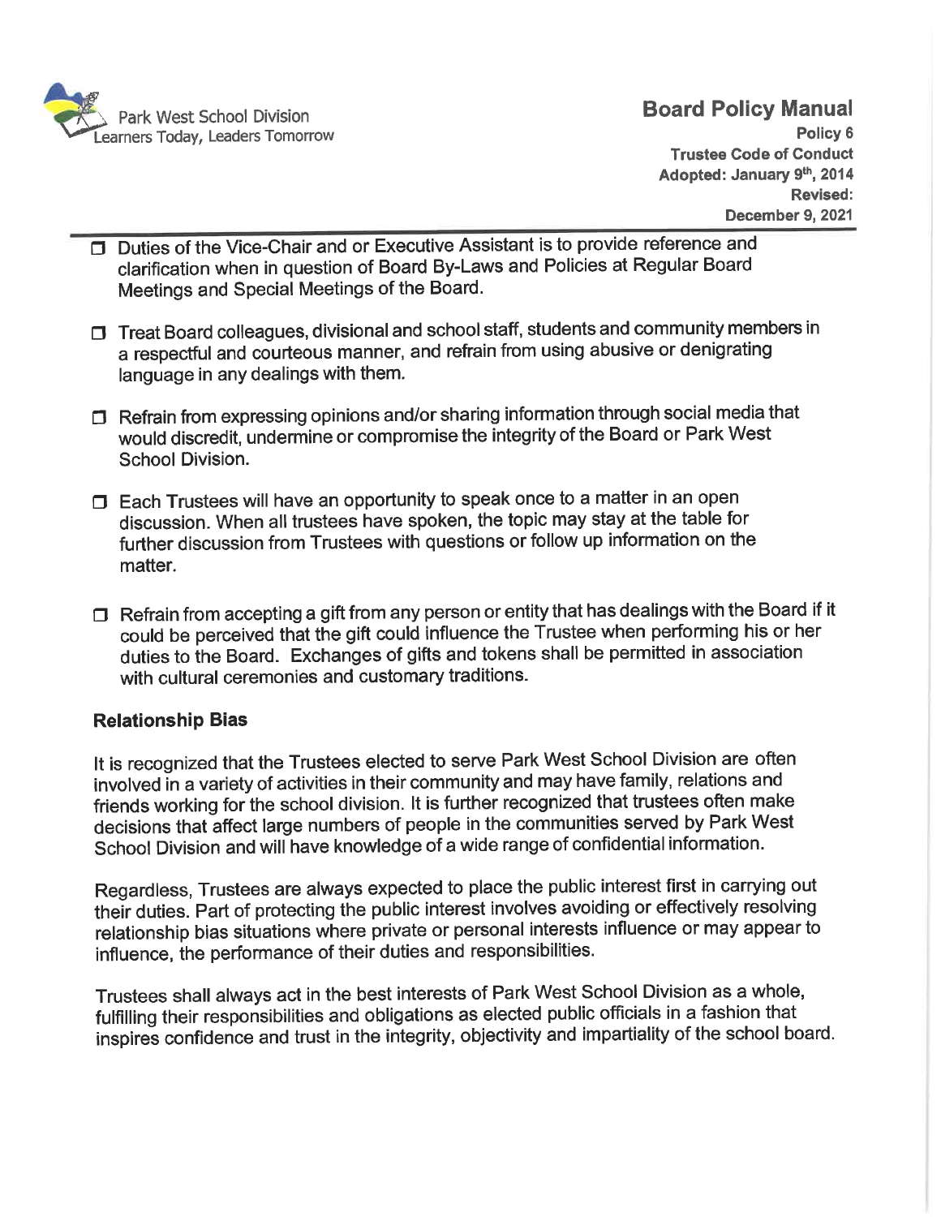- Duties of the Vice-Chair and or Executive Assistant is to provide reference and clarification when in question of Board By-Laws and Policies at Regular Board Meetings and Special Meetings of the Board.

- Treat Board colleagues, divisional and school staff, students and community members in a respectful and courteous manner, and refrain from using abusive or denigrating language in any dealings with them.

- Refrain from expressing opinions and/or sharing information through social media that would discredit, undermine or compromise the integrity of the Board or Park West School Division.

- Each Trustees will have an opportunity to speak once to a matter in an open discussion. When all trustees have spoken, the topic may stay at the table for further discussion from Trustees with questions or follow up information on the matter.

- Refrain from accepting a gift from any person or entity that has dealings with the Board if it could be perceived that the gift could influence the Trustee when performing his or her duties to the Board. Exchanges of gifts and tokens shall be permitted in association with cultural ceremonies and customary traditions.

**Relationship Bias**

It is recognized that the Trustees elected to serve Park West School Division are often involved in a variety of activities in their community and may have family, relations and friends working for the school division. It is further recognized that trustees often make decisions that affect large numbers of people in the communities served by Park West School Division and will have knowledge of a wide range of confidential information.

Regardless, Trustees are always expected to place the public interest first in carrying out their duties. Part of protecting the public interest involves avoiding or effectively resolving relationship bias situations where private or personal interests influence or may appear to influence, the performance of their duties and responsibilities.

Trustees shall always act in the best interests of Park West School Division as a whole, fulfilling their responsibilities and obligations as elected public officials in a fashion that inspires confidence and trust in the integrity, objectivity and impartiality of the school board.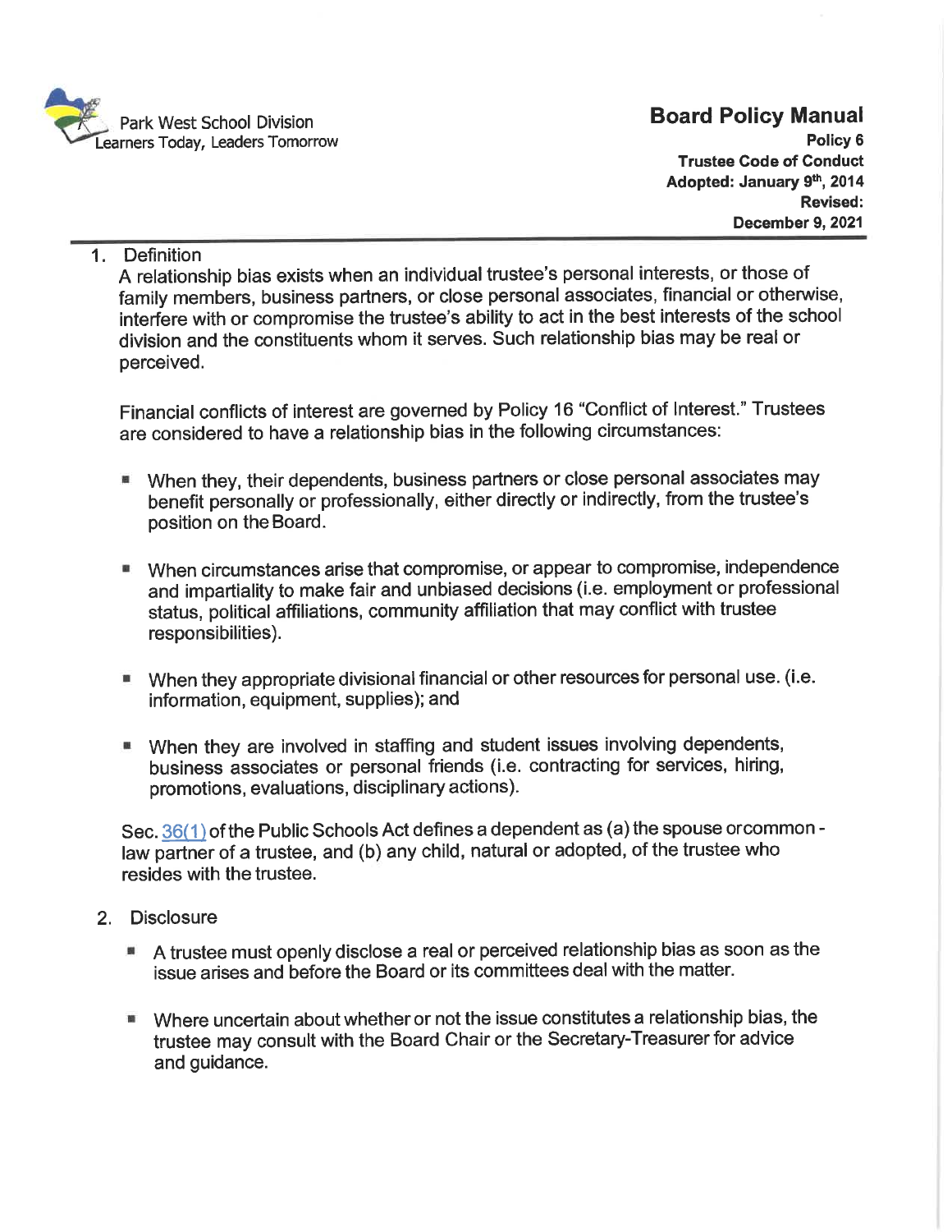Park West School Division
Learners Today, Leaders Tomorrow

# Board Policy Manual

**Policy 6**
**Trustee Code of Conduct**
**Adopted: January 9th, 2014**
**Revised:**
**December 9, 2021**

1. Definition

   A relationship bias exists when an individual trustee's personal interests, or those of family members, business partners, or close personal associates, financial or otherwise, interfere with or compromise the trustee's ability to act in the best interests of the school division and the constituents whom it serves. Such relationship bias may be real or perceived.

   Financial conflicts of interest are governed by Policy 16 "Conflict of Interest." Trustees are considered to have a relationship bias in the following circumstances:

   - When they, their dependents, business partners or close personal associates may benefit personally or professionally, either directly or indirectly, from the trustee's position on the Board.
   - When circumstances arise that compromise, or appear to compromise, independence and impartiality to make fair and unbiased decisions (i.e. employment or professional status, political affiliations, community affiliation that may conflict with trustee responsibilities).
   - When they appropriate divisional financial or other resources for personal use. (i.e. information, equipment, supplies); and
   - When they are involved in staffing and student issues involving dependents, business associates or personal friends (i.e. contracting for services, hiring, promotions, evaluations, disciplinary actions).

   Sec. 36(1) of the Public Schools Act defines a dependent as (a) the spouse or common-law partner of a trustee, and (b) any child, natural or adopted, of the trustee who resides with the trustee.

2. Disclosure

   - A trustee must openly disclose a real or perceived relationship bias as soon as the issue arises and before the Board or its committees deal with the matter.
   - Where uncertain about whether or not the issue constitutes a relationship bias, the trustee may consult with the Board Chair or the Secretary-Treasurer for advice and guidance.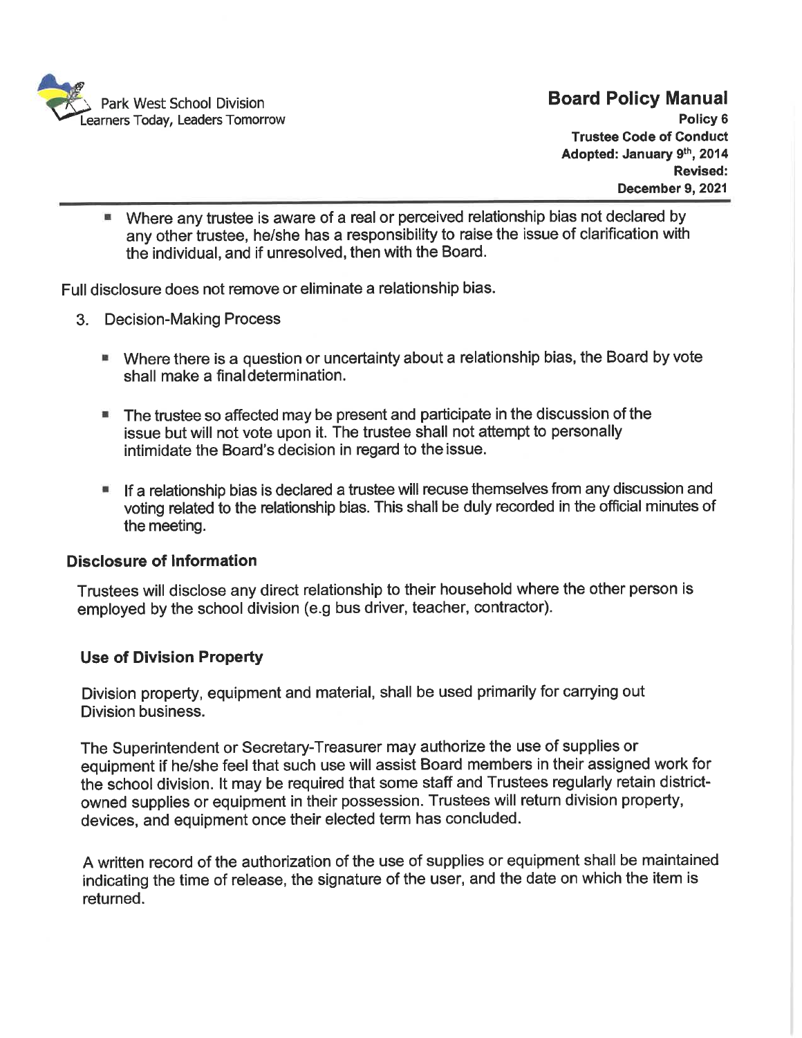- Where any trustee is aware of a real or perceived relationship bias not declared by any other trustee, he/she has a responsibility to raise the issue of clarification with the individual, and if unresolved, then with the Board.

Full disclosure does not remove or eliminate a relationship bias.

3. Decision-Making Process

   - Where there is a question or uncertainty about a relationship bias, the Board by vote shall make a final determination.
   - The trustee so affected may be present and participate in the discussion of the issue but will not vote upon it. The trustee shall not attempt to personally intimidate the Board's decision in regard to the issue.
   - If a relationship bias is declared a trustee will recuse themselves from any discussion and voting related to the relationship bias. This shall be duly recorded in the official minutes of the meeting.

### Disclosure of Information

Trustees will disclose any direct relationship to their household where the other person is employed by the school division (e.g bus driver, teacher, contractor).

### Use of Division Property

Division property, equipment and material, shall be used primarily for carrying out Division business.

The Superintendent or Secretary-Treasurer may authorize the use of supplies or equipment if he/she feel that such use will assist Board members in their assigned work for the school division. It may be required that some staff and Trustees regularly retain district-owned supplies or equipment in their possession. Trustees will return division property, devices, and equipment once their elected term has concluded.

A written record of the authorization of the use of supplies or equipment shall be maintained indicating the time of release, the signature of the user, and the date on which the item is returned.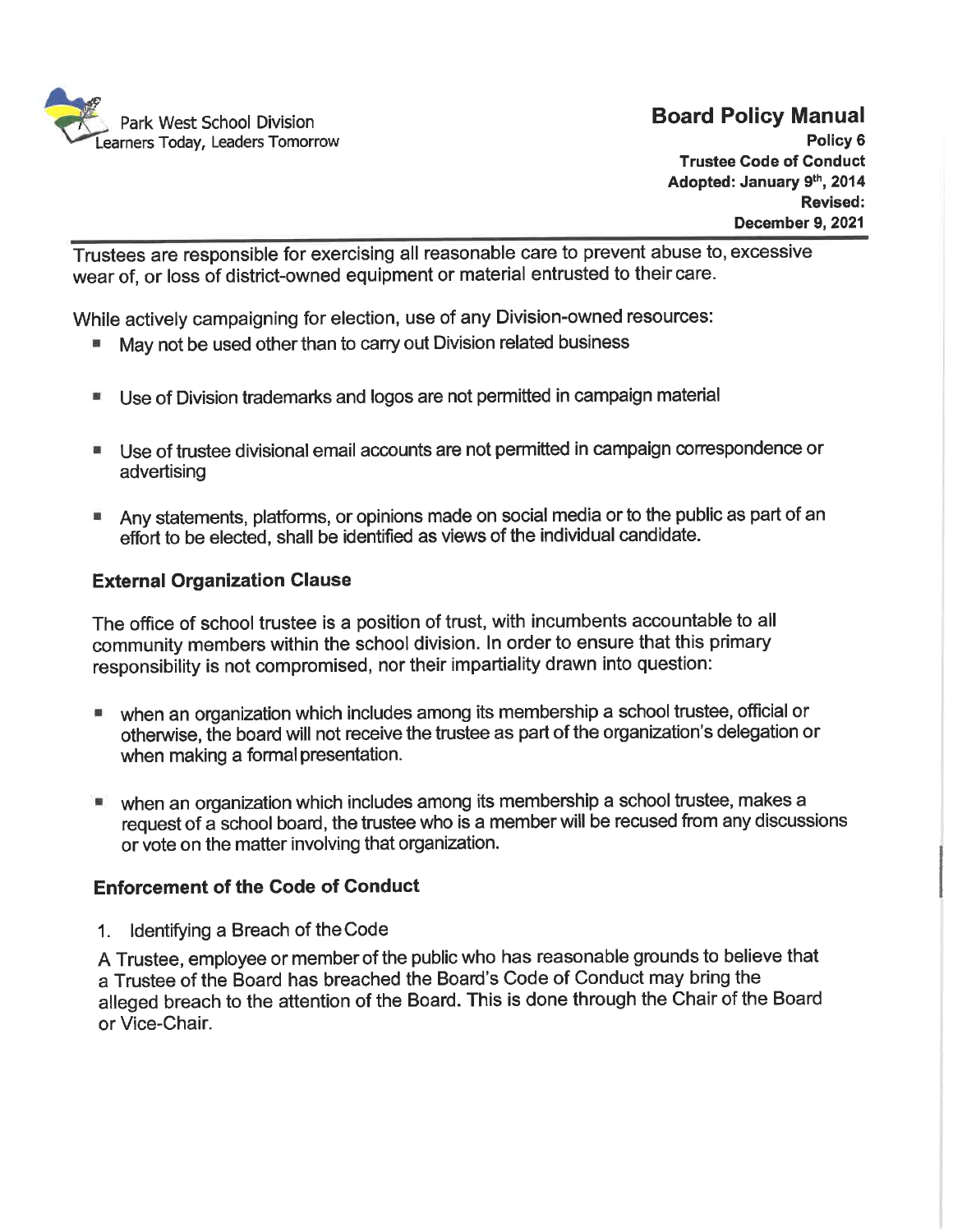Trustees are responsible for exercising all reasonable care to prevent abuse to, excessive wear of, or loss of district-owned equipment or material entrusted to their care.

While actively campaigning for election, use of any Division-owned resources:

- May not be used other than to carry out Division related business
- Use of Division trademarks and logos are not permitted in campaign material
- Use of trustee divisional email accounts are not permitted in campaign correspondence or advertising
- Any statements, platforms, or opinions made on social media or to the public as part of an effort to be elected, shall be identified as views of the individual candidate.

### External Organization Clause

The office of school trustee is a position of trust, with incumbents accountable to all community members within the school division. In order to ensure that this primary responsibility is not compromised, nor their impartiality drawn into question:

- when an organization which includes among its membership a school trustee, official or otherwise, the board will not receive the trustee as part of the organization's delegation or when making a formal presentation.
- when an organization which includes among its membership a school trustee, makes a request of a school board, the trustee who is a member will be recused from any discussions or vote on the matter involving that organization.

### Enforcement of the Code of Conduct

1. Identifying a Breach of the Code

A Trustee, employee or member of the public who has reasonable grounds to believe that a Trustee of the Board has breached the Board's Code of Conduct may bring the alleged breach to the attention of the Board. This is done through the Chair of the Board or Vice-Chair.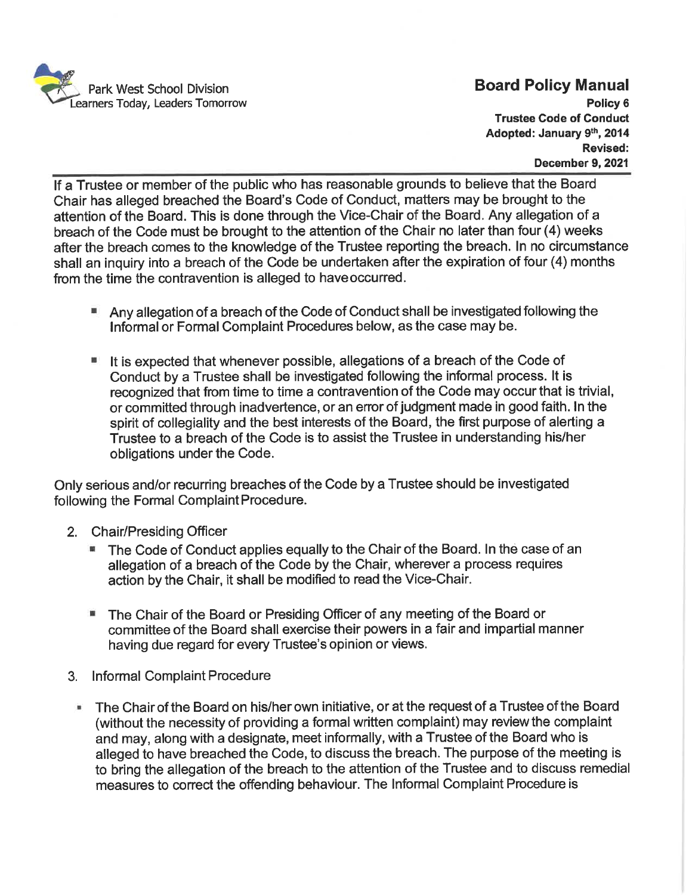If a Trustee or member of the public who has reasonable grounds to believe that the Board Chair has alleged breached the Board's Code of Conduct, matters may be brought to the attention of the Board. This is done through the Vice-Chair of the Board. Any allegation of a breach of the Code must be brought to the attention of the Chair no later than four (4) weeks after the breach comes to the knowledge of the Trustee reporting the breach. In no circumstance shall an inquiry into a breach of the Code be undertaken after the expiration of four (4) months from the time the contravention is alleged to have occurred.

- Any allegation of a breach of the Code of Conduct shall be investigated following the Informal or Formal Complaint Procedures below, as the case may be.
- It is expected that whenever possible, allegations of a breach of the Code of Conduct by a Trustee shall be investigated following the informal process. It is recognized that from time to time a contravention of the Code may occur that is trivial, or committed through inadvertence, or an error of judgment made in good faith. In the spirit of collegiality and the best interests of the Board, the first purpose of alerting a Trustee to a breach of the Code is to assist the Trustee in understanding his/her obligations under the Code.

Only serious and/or recurring breaches of the Code by a Trustee should be investigated following the Formal Complaint Procedure.

2. Chair/Presiding Officer
   - The Code of Conduct applies equally to the Chair of the Board. In the case of an allegation of a breach of the Code by the Chair, wherever a process requires action by the Chair, it shall be modified to read the Vice-Chair.
   - The Chair of the Board or Presiding Officer of any meeting of the Board or committee of the Board shall exercise their powers in a fair and impartial manner having due regard for every Trustee's opinion or views.
3. Informal Complaint Procedure
   - The Chair of the Board on his/her own initiative, or at the request of a Trustee of the Board (without the necessity of providing a formal written complaint) may review the complaint and may, along with a designate, meet informally, with a Trustee of the Board who is alleged to have breached the Code, to discuss the breach. The purpose of the meeting is to bring the allegation of the breach to the attention of the Trustee and to discuss remedial measures to correct the offending behaviour. The Informal Complaint Procedure is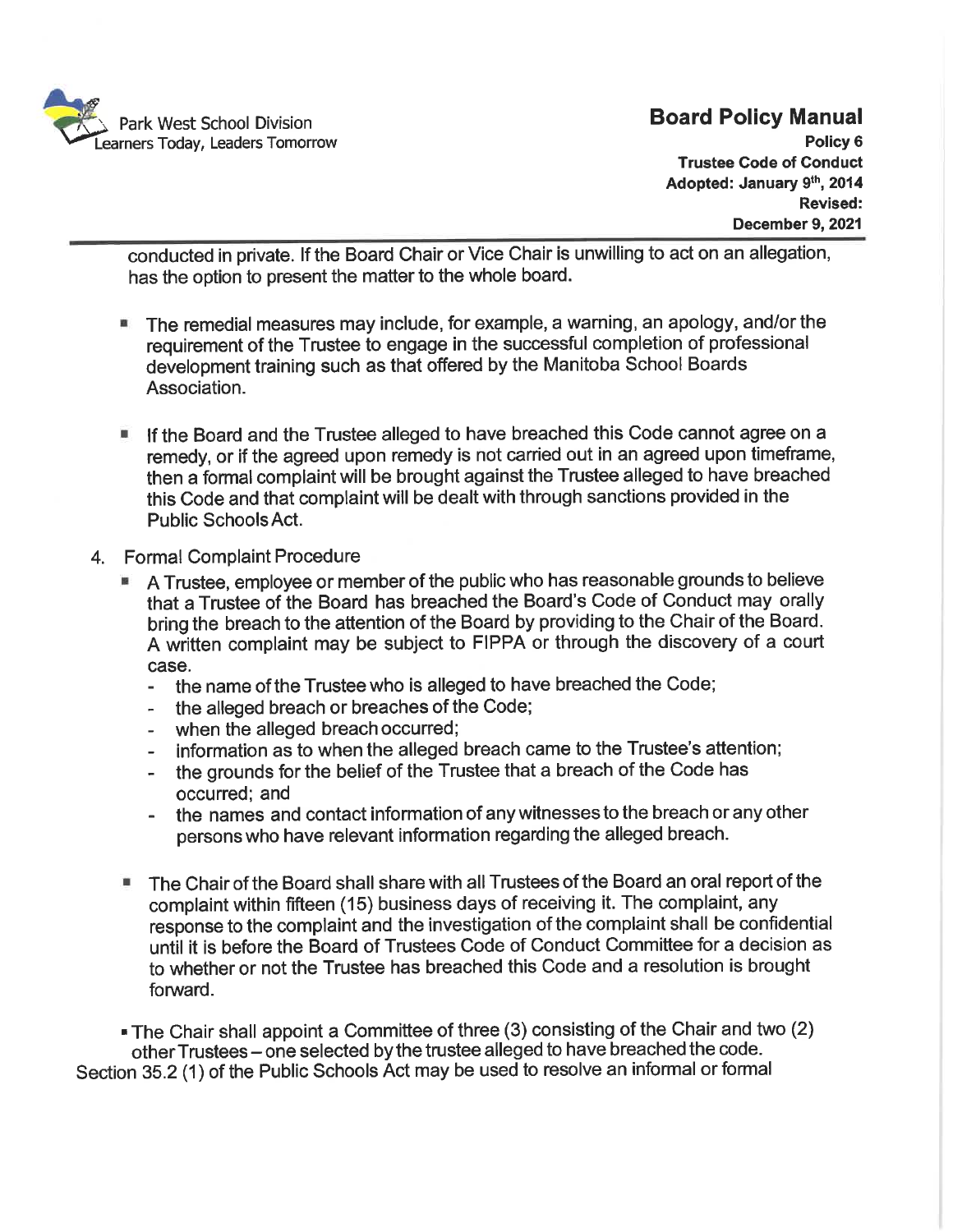conducted in private. If the Board Chair or Vice Chair is unwilling to act on an allegation, has the option to present the matter to the whole board.

- The remedial measures may include, for example, a warning, an apology, and/or the requirement of the Trustee to engage in the successful completion of professional development training such as that offered by the Manitoba School Boards Association.

- If the Board and the Trustee alleged to have breached this Code cannot agree on a remedy, or if the agreed upon remedy is not carried out in an agreed upon timeframe, then a formal complaint will be brought against the Trustee alleged to have breached this Code and that complaint will be dealt with through sanctions provided in the Public Schools Act.

4. Formal Complaint Procedure
   - A Trustee, employee or member of the public who has reasonable grounds to believe that a Trustee of the Board has breached the Board's Code of Conduct may orally bring the breach to the attention of the Board by providing to the Chair of the Board. A written complaint may be subject to FIPPA or through the discovery of a court case.
     - the name of the Trustee who is alleged to have breached the Code;
     - the alleged breach or breaches of the Code;
     - when the alleged breach occurred;
     - information as to when the alleged breach came to the Trustee's attention;
     - the grounds for the belief of the Trustee that a breach of the Code has occurred; and
     - the names and contact information of any witnesses to the breach or any other persons who have relevant information regarding the alleged breach.

   - The Chair of the Board shall share with all Trustees of the Board an oral report of the complaint within fifteen (15) business days of receiving it. The complaint, any response to the complaint and the investigation of the complaint shall be confidential until it is before the Board of Trustees Code of Conduct Committee for a decision as to whether or not the Trustee has breached this Code and a resolution is brought forward.

   - The Chair shall appoint a Committee of three (3) consisting of the Chair and two (2) other Trustees – one selected by the trustee alleged to have breached the code.

Section 35.2 (1) of the Public Schools Act may be used to resolve an informal or formal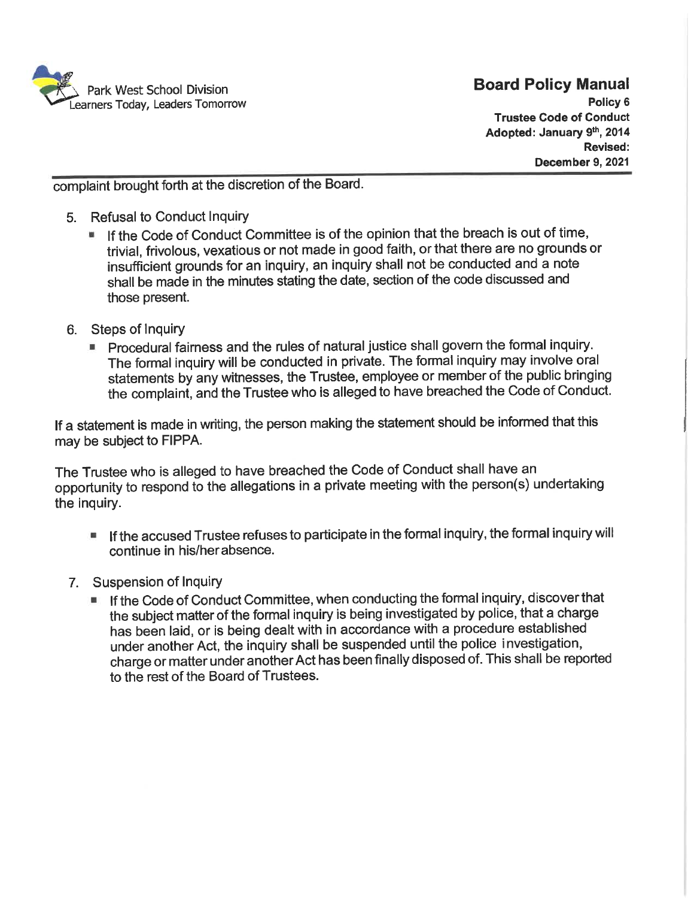complaint brought forth at the discretion of the Board.

5. Refusal to Conduct Inquiry
   - If the Code of Conduct Committee is of the opinion that the breach is out of time, trivial, frivolous, vexatious or not made in good faith, or that there are no grounds or insufficient grounds for an inquiry, an inquiry shall not be conducted and a note shall be made in the minutes stating the date, section of the code discussed and those present.

6. Steps of Inquiry
   - Procedural fairness and the rules of natural justice shall govern the formal inquiry. The formal inquiry will be conducted in private. The formal inquiry may involve oral statements by any witnesses, the Trustee, employee or member of the public bringing the complaint, and the Trustee who is alleged to have breached the Code of Conduct.

If a statement is made in writing, the person making the statement should be informed that this may be subject to FIPPA.

The Trustee who is alleged to have breached the Code of Conduct shall have an opportunity to respond to the allegations in a private meeting with the person(s) undertaking the inquiry.

   - If the accused Trustee refuses to participate in the formal inquiry, the formal inquiry will continue in his/her absence.

7. Suspension of Inquiry
   - If the Code of Conduct Committee, when conducting the formal inquiry, discover that the subject matter of the formal inquiry is being investigated by police, that a charge has been laid, or is being dealt with in accordance with a procedure established under another Act, the inquiry shall be suspended until the police investigation, charge or matter under another Act has been finally disposed of. This shall be reported to the rest of the Board of Trustees.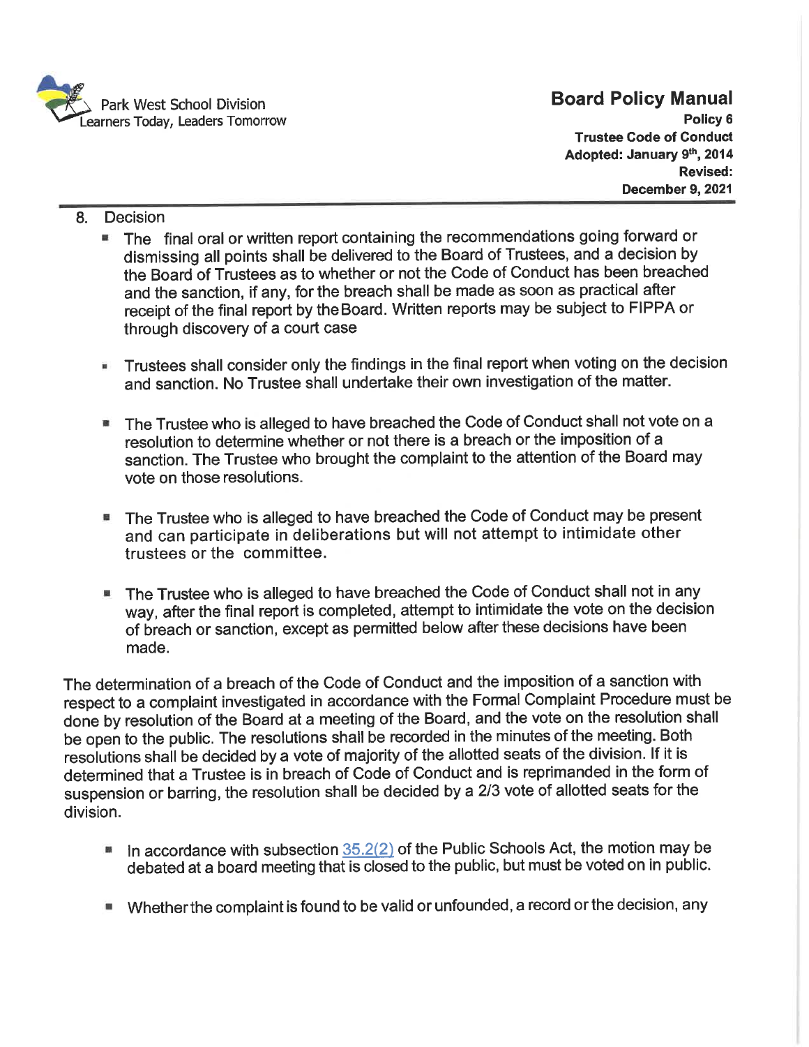8. Decision
   - The final oral or written report containing the recommendations going forward or dismissing all points shall be delivered to the Board of Trustees, and a decision by the Board of Trustees as to whether or not the Code of Conduct has been breached and the sanction, if any, for the breach shall be made as soon as practical after receipt of the final report by the Board. Written reports may be subject to FIPPA or through discovery of a court case

   - Trustees shall consider only the findings in the final report when voting on the decision and sanction. No Trustee shall undertake their own investigation of the matter.

   - The Trustee who is alleged to have breached the Code of Conduct shall not vote on a resolution to determine whether or not there is a breach or the imposition of a sanction. The Trustee who brought the complaint to the attention of the Board may vote on those resolutions.

   - The Trustee who is alleged to have breached the Code of Conduct may be present and can participate in deliberations but will not attempt to intimidate other trustees or the committee.

   - The Trustee who is alleged to have breached the Code of Conduct shall not in any way, after the final report is completed, attempt to intimidate the vote on the decision of breach or sanction, except as permitted below after these decisions have been made.

The determination of a breach of the Code of Conduct and the imposition of a sanction with respect to a complaint investigated in accordance with the Formal Complaint Procedure must be done by resolution of the Board at a meeting of the Board, and the vote on the resolution shall be open to the public. The resolutions shall be recorded in the minutes of the meeting. Both resolutions shall be decided by a vote of majority of the allotted seats of the division. If it is determined that a Trustee is in breach of Code of Conduct and is reprimanded in the form of suspension or barring, the resolution shall be decided by a 2/3 vote of allotted seats for the division.

- In accordance with subsection 35.2(2) of the Public Schools Act, the motion may be debated at a board meeting that is closed to the public, but must be voted on in public.

- Whether the complaint is found to be valid or unfounded, a record or the decision, any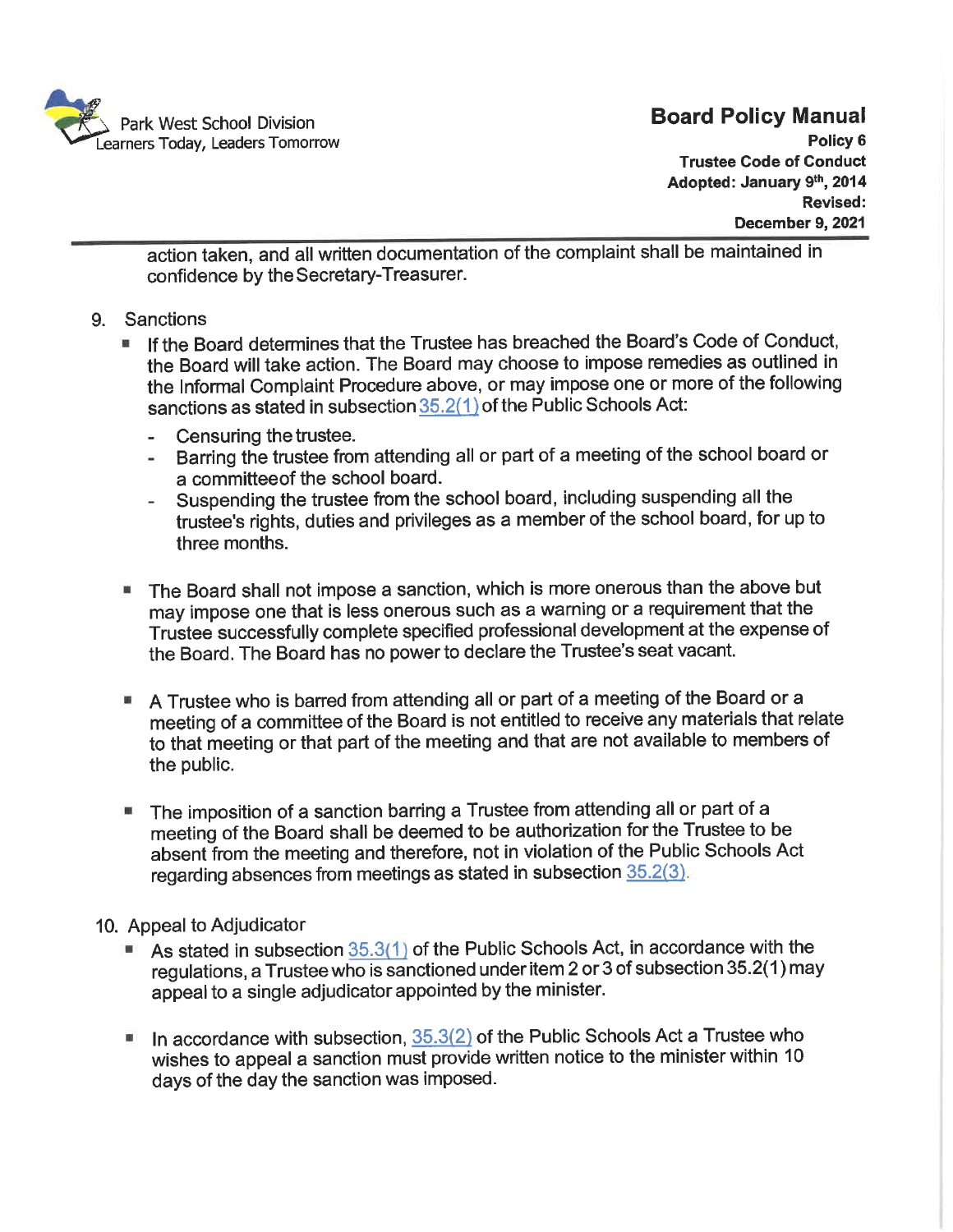action taken, and all written documentation of the complaint shall be maintained in confidence by the Secretary-Treasurer.

9. Sanctions
   - If the Board determines that the Trustee has breached the Board's Code of Conduct, the Board will take action. The Board may choose to impose remedies as outlined in the Informal Complaint Procedure above, or may impose one or more of the following sanctions as stated in subsection 35.2(1) of the Public Schools Act:
     - Censuring the trustee.
     - Barring the trustee from attending all or part of a meeting of the school board or a committee of the school board.
     - Suspending the trustee from the school board, including suspending all the trustee's rights, duties and privileges as a member of the school board, for up to three months.
   - The Board shall not impose a sanction, which is more onerous than the above but may impose one that is less onerous such as a warning or a requirement that the Trustee successfully complete specified professional development at the expense of the Board. The Board has no power to declare the Trustee's seat vacant.
   - A Trustee who is barred from attending all or part of a meeting of the Board or a meeting of a committee of the Board is not entitled to receive any materials that relate to that meeting or that part of the meeting and that are not available to members of the public.
   - The imposition of a sanction barring a Trustee from attending all or part of a meeting of the Board shall be deemed to be authorization for the Trustee to be absent from the meeting and therefore, not in violation of the Public Schools Act regarding absences from meetings as stated in subsection 35.2(3).

10. Appeal to Adjudicator
    - As stated in subsection 35.3(1) of the Public Schools Act, in accordance with the regulations, a Trustee who is sanctioned under item 2 or 3 of subsection 35.2(1) may appeal to a single adjudicator appointed by the minister.
    - In accordance with subsection, 35.3(2) of the Public Schools Act a Trustee who wishes to appeal a sanction must provide written notice to the minister within 10 days of the day the sanction was imposed.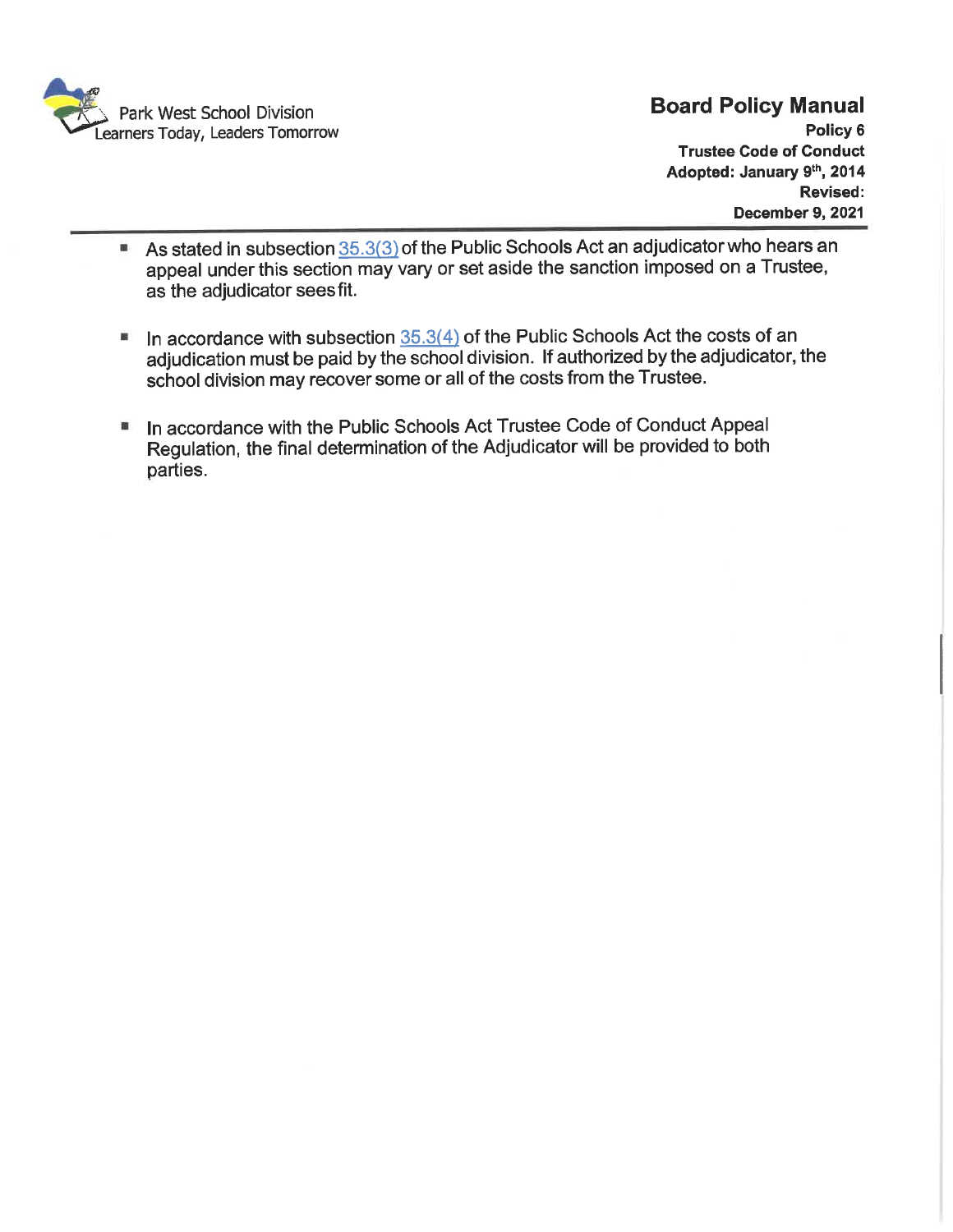- As stated in subsection 35.3(3) of the Public Schools Act an adjudicator who hears an appeal under this section may vary or set aside the sanction imposed on a Trustee, as the adjudicator sees fit.

- In accordance with subsection 35.3(4) of the Public Schools Act the costs of an adjudication must be paid by the school division. If authorized by the adjudicator, the school division may recover some or all of the costs from the Trustee.

- In accordance with the Public Schools Act Trustee Code of Conduct Appeal Regulation, the final determination of the Adjudicator will be provided to both parties.